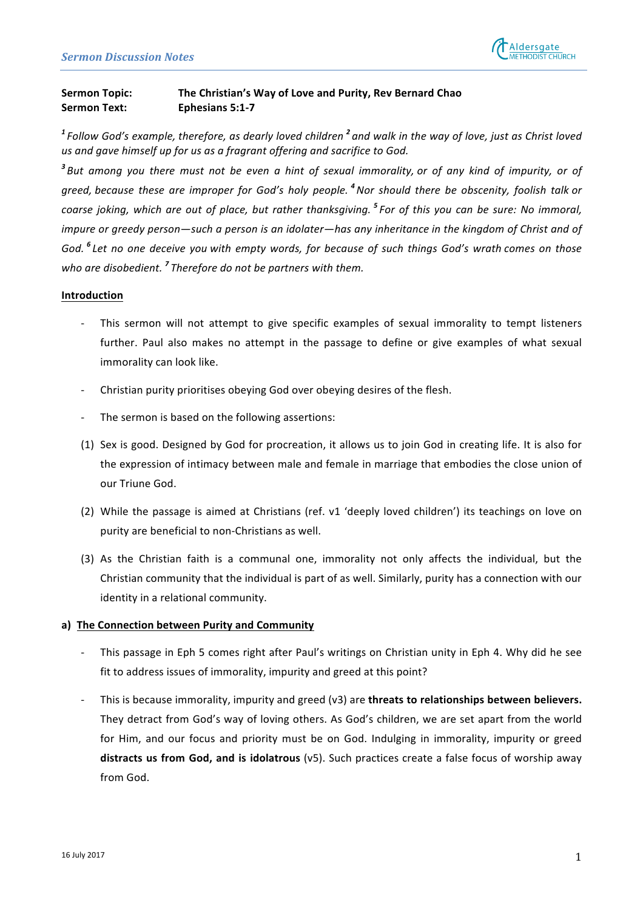**Sermon Topic:** The Christian's Way of Love and Purity, Rev Bernard Chao
**Sermon Text:** Ephesians 5:1-7

*[1] Follow God's example, therefore, as dearly loved children [2] and walk in the way of love, just as Christ loved us and gave himself up for us as a fragrant offering and sacrifice to God.*

*[3] But among you there must not be even a hint of sexual immorality, or of any kind of impurity, or of greed, because these are improper for God's holy people. [4] Nor should there be obscenity, foolish talk or coarse joking, which are out of place, but rather thanksgiving. [5] For of this you can be sure: No immoral, impure or greedy person—such a person is an idolater—has any inheritance in the kingdom of Christ and of God. [6] Let no one deceive you with empty words, for because of such things God's wrath comes on those who are disobedient. [7] Therefore do not be partners with them.*

## Introduction

- This sermon will not attempt to give specific examples of sexual immorality to tempt listeners further. Paul also makes no attempt in the passage to define or give examples of what sexual immorality can look like.
- Christian purity prioritises obeying God over obeying desires of the flesh.
- The sermon is based on the following assertions:

(1) Sex is good. Designed by God for procreation, it allows us to join God in creating life. It is also for the expression of intimacy between male and female in marriage that embodies the close union of our Triune God.

(2) While the passage is aimed at Christians (ref. v1 'deeply loved children') its teachings on love on purity are beneficial to non-Christians as well.

(3) As the Christian faith is a communal one, immorality not only affects the individual, but the Christian community that the individual is part of as well. Similarly, purity has a connection with our identity in a relational community.

## a) The Connection between Purity and Community

- This passage in Eph 5 comes right after Paul's writings on Christian unity in Eph 4. Why did he see fit to address issues of immorality, impurity and greed at this point?
- This is because immorality, impurity and greed (v3) are **threats to relationships between believers.** They detract from God's way of loving others. As God's children, we are set apart from the world for Him, and our focus and priority must be on God. Indulging in immorality, impurity or greed **distracts us from God, and is idolatrous** (v5). Such practices create a false focus of worship away from God.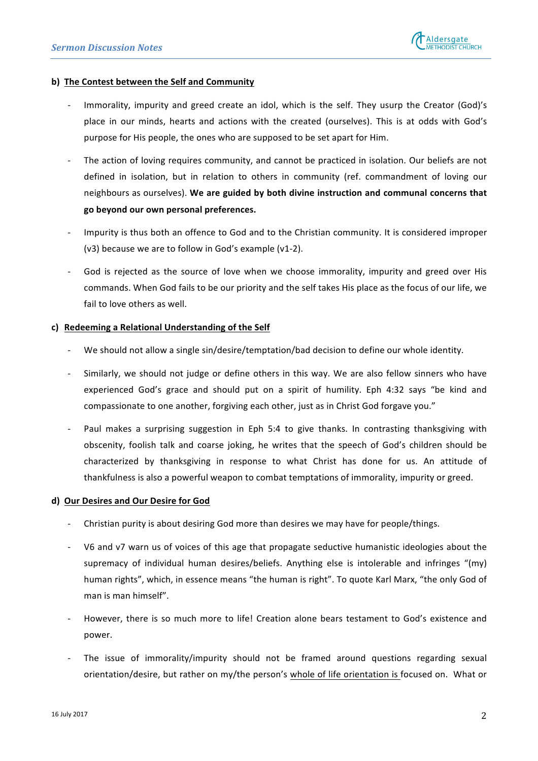**b) <u>The Contest between the Self and Community</u>**

- Immorality, impurity and greed create an idol, which is the self. They usurp the Creator (God)'s place in our minds, hearts and actions with the created (ourselves). This is at odds with God's purpose for His people, the ones who are supposed to be set apart for Him.

- The action of loving requires community, and cannot be practiced in isolation. Our beliefs are not defined in isolation, but in relation to others in community (ref. commandment of loving our neighbours as ourselves). **We are guided by both divine instruction and communal concerns that go beyond our own personal preferences.**

- Impurity is thus both an offence to God and to the Christian community. It is considered improper (v3) because we are to follow in God's example (v1-2).

- God is rejected as the source of love when we choose immorality, impurity and greed over His commands. When God fails to be our priority and the self takes His place as the focus of our life, we fail to love others as well.

**c) <u>Redeeming a Relational Understanding of the Self</u>**

- We should not allow a single sin/desire/temptation/bad decision to define our whole identity.

- Similarly, we should not judge or define others in this way. We are also fellow sinners who have experienced God's grace and should put on a spirit of humility. Eph 4:32 says "be kind and compassionate to one another, forgiving each other, just as in Christ God forgave you."

- Paul makes a surprising suggestion in Eph 5:4 to give thanks. In contrasting thanksgiving with obscenity, foolish talk and coarse joking, he writes that the speech of God's children should be characterized by thanksgiving in response to what Christ has done for us. An attitude of thankfulness is also a powerful weapon to combat temptations of immorality, impurity or greed.

**d) <u>Our Desires and Our Desire for God</u>**

- Christian purity is about desiring God more than desires we may have for people/things.

- V6 and v7 warn us of voices of this age that propagate seductive humanistic ideologies about the supremacy of individual human desires/beliefs. Anything else is intolerable and infringes "(my) human rights", which, in essence means "the human is right". To quote Karl Marx, "the only God of man is man himself".

- However, there is so much more to life! Creation alone bears testament to God's existence and power.

- The issue of immorality/impurity should not be framed around questions regarding sexual orientation/desire, but rather on my/the person's <u>whole of life orientation is </u>focused on. What or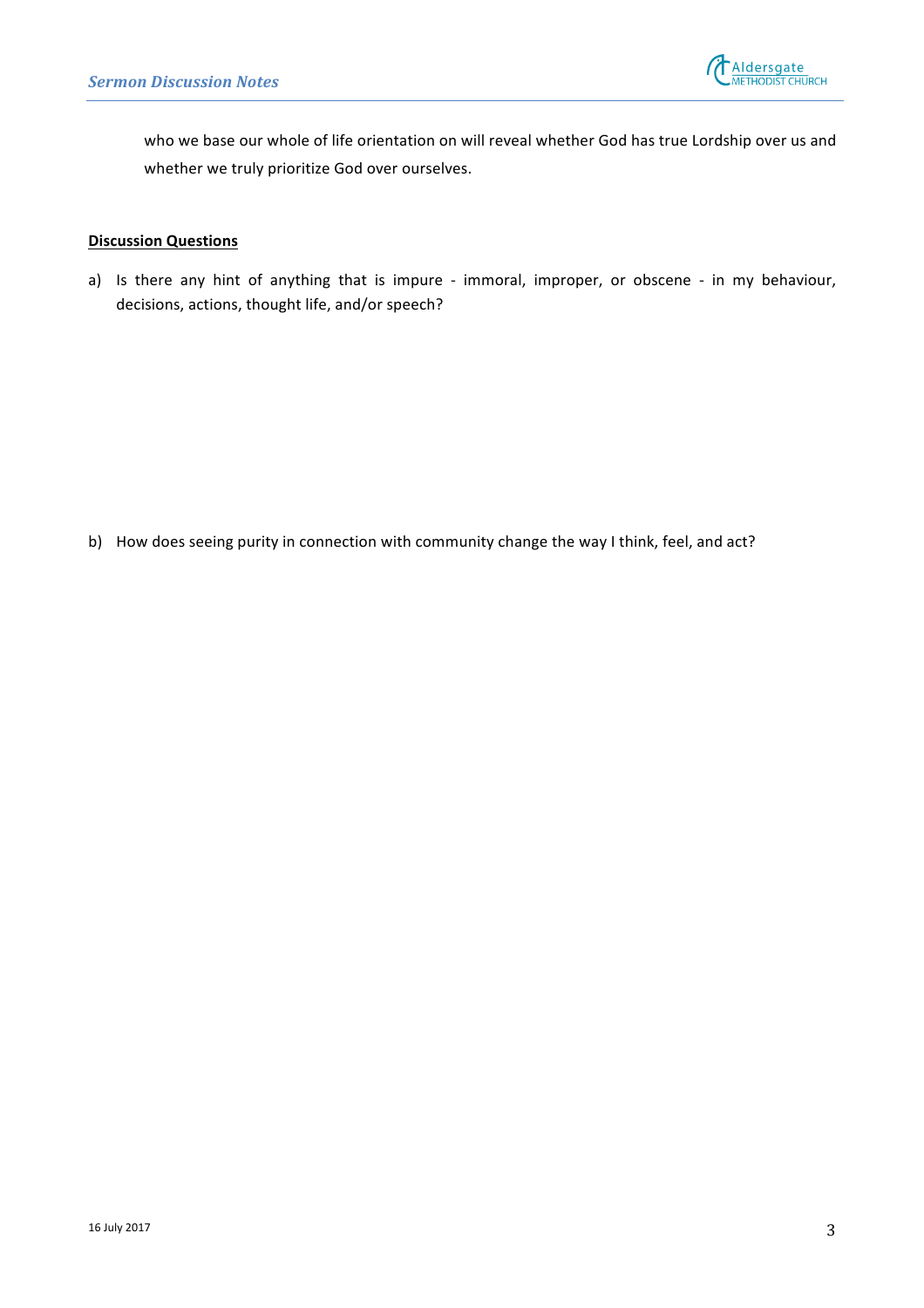who we base our whole of life orientation on will reveal whether God has true Lordship over us and whether we truly prioritize God over ourselves.

**Discussion Questions**

a) Is there any hint of anything that is impure - immoral, improper, or obscene - in my behaviour, decisions, actions, thought life, and/or speech?

b) How does seeing purity in connection with community change the way I think, feel, and act?